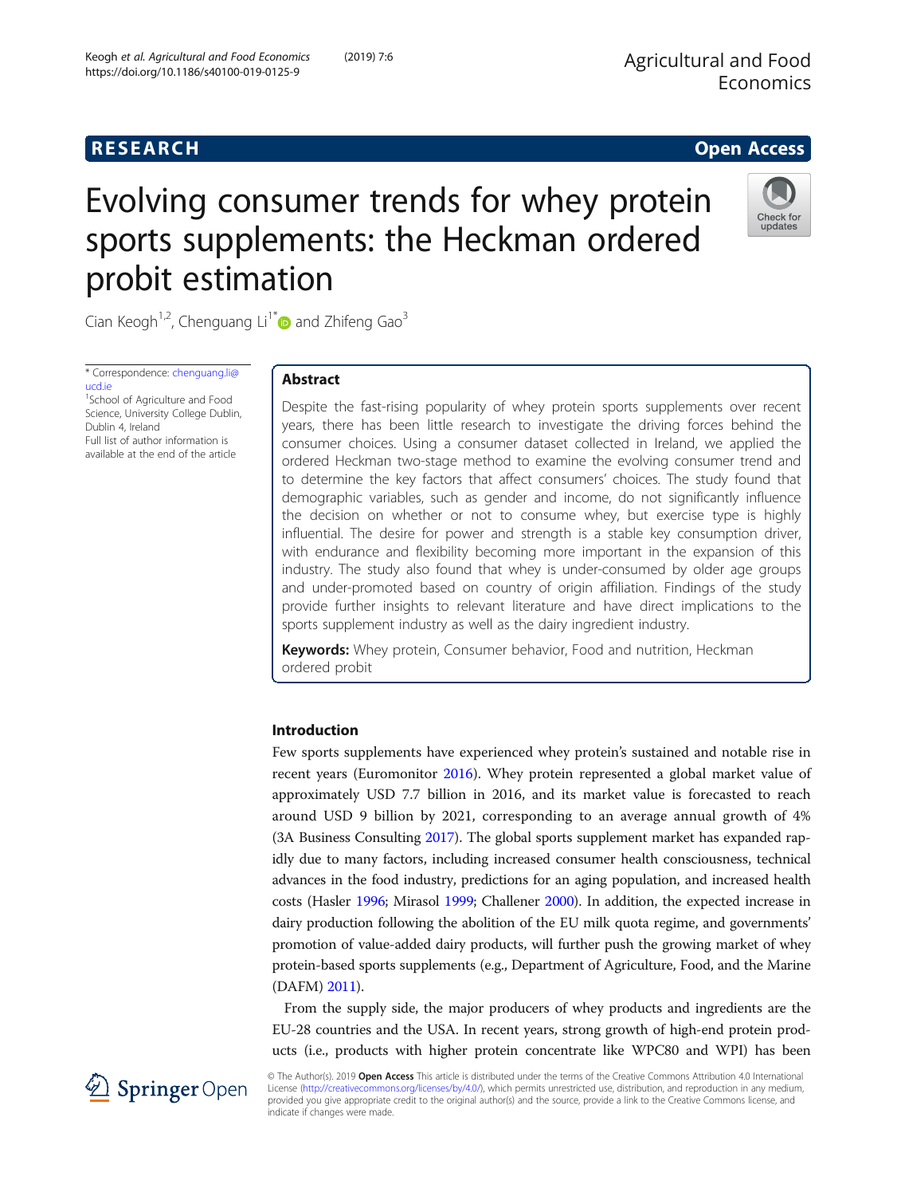RESEARCH

Open Access

# Evolving consumer trends for whey protein sports supplements: the Heckman ordered probit estimation

Cian Keogh[1,2], Chenguang Li[1*] and Zhifeng Gao[3]

\* Correspondence: chenguang.li@ucd.ie
[1]School of Agriculture and Food Science, University College Dublin, Dublin 4, Ireland
Full list of author information is available at the end of the article

## Abstract

Despite the fast-rising popularity of whey protein sports supplements over recent years, there has been little research to investigate the driving forces behind the consumer choices. Using a consumer dataset collected in Ireland, we applied the ordered Heckman two-stage method to examine the evolving consumer trend and to determine the key factors that affect consumers' choices. The study found that demographic variables, such as gender and income, do not significantly influence the decision on whether or not to consume whey, but exercise type is highly influential. The desire for power and strength is a stable key consumption driver, with endurance and flexibility becoming more important in the expansion of this industry. The study also found that whey is under-consumed by older age groups and under-promoted based on country of origin affiliation. Findings of the study provide further insights to relevant literature and have direct implications to the sports supplement industry as well as the dairy ingredient industry.

**Keywords:** Whey protein, Consumer behavior, Food and nutrition, Heckman ordered probit

## Introduction

Few sports supplements have experienced whey protein's sustained and notable rise in recent years (Euromonitor 2016). Whey protein represented a global market value of approximately USD 7.7 billion in 2016, and its market value is forecasted to reach around USD 9 billion by 2021, corresponding to an average annual growth of 4% (3A Business Consulting 2017). The global sports supplement market has expanded rapidly due to many factors, including increased consumer health consciousness, technical advances in the food industry, predictions for an aging population, and increased health costs (Hasler 1996; Mirasol 1999; Challener 2000). In addition, the expected increase in dairy production following the abolition of the EU milk quota regime, and governments' promotion of value-added dairy products, will further push the growing market of whey protein-based sports supplements (e.g., Department of Agriculture, Food, and the Marine (DAFM) 2011).

From the supply side, the major producers of whey products and ingredients are the EU-28 countries and the USA. In recent years, strong growth of high-end protein products (i.e., products with higher protein concentrate like WPC80 and WPI) has been

© The Author(s). 2019 **Open Access** This article is distributed under the terms of the Creative Commons Attribution 4.0 International License (http://creativecommons.org/licenses/by/4.0/), which permits unrestricted use, distribution, and reproduction in any medium, provided you give appropriate credit to the original author(s) and the source, provide a link to the Creative Commons license, and indicate if changes were made.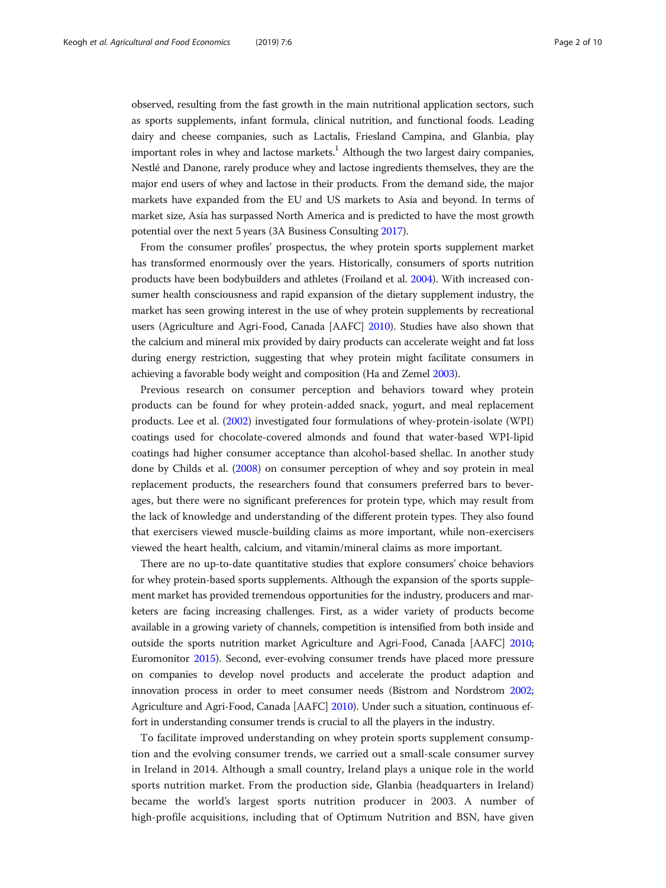observed, resulting from the fast growth in the main nutritional application sectors, such as sports supplements, infant formula, clinical nutrition, and functional foods. Leading dairy and cheese companies, such as Lactalis, Friesland Campina, and Glanbia, play important roles in whey and lactose markets.[1] Although the two largest dairy companies, Nestlé and Danone, rarely produce whey and lactose ingredients themselves, they are the major end users of whey and lactose in their products. From the demand side, the major markets have expanded from the EU and US markets to Asia and beyond. In terms of market size, Asia has surpassed North America and is predicted to have the most growth potential over the next 5 years (3A Business Consulting 2017).

From the consumer profiles' prospectus, the whey protein sports supplement market has transformed enormously over the years. Historically, consumers of sports nutrition products have been bodybuilders and athletes (Froiland et al. 2004). With increased consumer health consciousness and rapid expansion of the dietary supplement industry, the market has seen growing interest in the use of whey protein supplements by recreational users (Agriculture and Agri-Food, Canada [AAFC] 2010). Studies have also shown that the calcium and mineral mix provided by dairy products can accelerate weight and fat loss during energy restriction, suggesting that whey protein might facilitate consumers in achieving a favorable body weight and composition (Ha and Zemel 2003).

Previous research on consumer perception and behaviors toward whey protein products can be found for whey protein-added snack, yogurt, and meal replacement products. Lee et al. (2002) investigated four formulations of whey-protein-isolate (WPI) coatings used for chocolate-covered almonds and found that water-based WPI-lipid coatings had higher consumer acceptance than alcohol-based shellac. In another study done by Childs et al. (2008) on consumer perception of whey and soy protein in meal replacement products, the researchers found that consumers preferred bars to beverages, but there were no significant preferences for protein type, which may result from the lack of knowledge and understanding of the different protein types. They also found that exercisers viewed muscle-building claims as more important, while non-exercisers viewed the heart health, calcium, and vitamin/mineral claims as more important.

There are no up-to-date quantitative studies that explore consumers' choice behaviors for whey protein-based sports supplements. Although the expansion of the sports supplement market has provided tremendous opportunities for the industry, producers and marketers are facing increasing challenges. First, as a wider variety of products become available in a growing variety of channels, competition is intensified from both inside and outside the sports nutrition market Agriculture and Agri-Food, Canada [AAFC] 2010; Euromonitor 2015). Second, ever-evolving consumer trends have placed more pressure on companies to develop novel products and accelerate the product adaption and innovation process in order to meet consumer needs (Bistrom and Nordstrom 2002; Agriculture and Agri-Food, Canada [AAFC] 2010). Under such a situation, continuous effort in understanding consumer trends is crucial to all the players in the industry.

To facilitate improved understanding on whey protein sports supplement consumption and the evolving consumer trends, we carried out a small-scale consumer survey in Ireland in 2014. Although a small country, Ireland plays a unique role in the world sports nutrition market. From the production side, Glanbia (headquarters in Ireland) became the world's largest sports nutrition producer in 2003. A number of high-profile acquisitions, including that of Optimum Nutrition and BSN, have given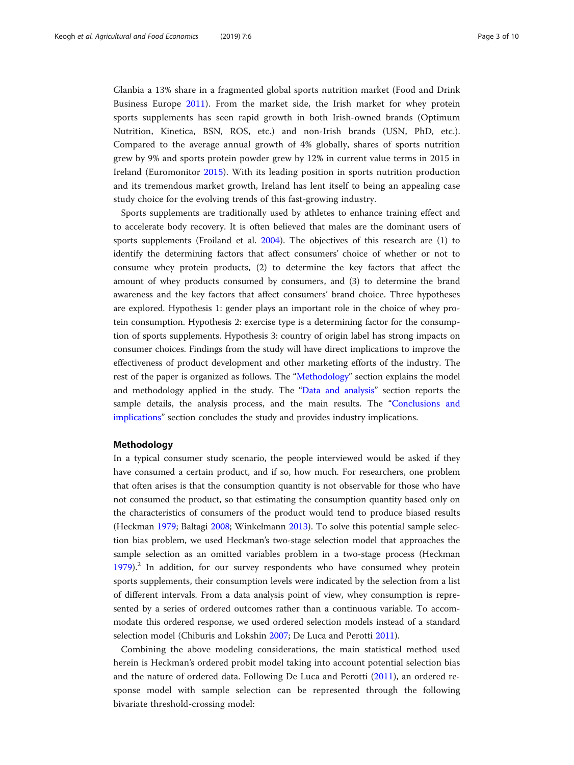Glanbia a 13% share in a fragmented global sports nutrition market (Food and Drink Business Europe 2011). From the market side, the Irish market for whey protein sports supplements has seen rapid growth in both Irish-owned brands (Optimum Nutrition, Kinetica, BSN, ROS, etc.) and non-Irish brands (USN, PhD, etc.). Compared to the average annual growth of 4% globally, shares of sports nutrition grew by 9% and sports protein powder grew by 12% in current value terms in 2015 in Ireland (Euromonitor 2015). With its leading position in sports nutrition production and its tremendous market growth, Ireland has lent itself to being an appealing case study choice for the evolving trends of this fast-growing industry.

Sports supplements are traditionally used by athletes to enhance training effect and to accelerate body recovery. It is often believed that males are the dominant users of sports supplements (Froiland et al. 2004). The objectives of this research are (1) to identify the determining factors that affect consumers' choice of whether or not to consume whey protein products, (2) to determine the key factors that affect the amount of whey products consumed by consumers, and (3) to determine the brand awareness and the key factors that affect consumers' brand choice. Three hypotheses are explored. Hypothesis 1: gender plays an important role in the choice of whey protein consumption. Hypothesis 2: exercise type is a determining factor for the consumption of sports supplements. Hypothesis 3: country of origin label has strong impacts on consumer choices. Findings from the study will have direct implications to improve the effectiveness of product development and other marketing efforts of the industry. The rest of the paper is organized as follows. The "Methodology" section explains the model and methodology applied in the study. The "Data and analysis" section reports the sample details, the analysis process, and the main results. The "Conclusions and implications" section concludes the study and provides industry implications.

## Methodology

In a typical consumer study scenario, the people interviewed would be asked if they have consumed a certain product, and if so, how much. For researchers, one problem that often arises is that the consumption quantity is not observable for those who have not consumed the product, so that estimating the consumption quantity based only on the characteristics of consumers of the product would tend to produce biased results (Heckman 1979; Baltagi 2008; Winkelmann 2013). To solve this potential sample selection bias problem, we used Heckman's two-stage selection model that approaches the sample selection as an omitted variables problem in a two-stage process (Heckman 1979).[2] In addition, for our survey respondents who have consumed whey protein sports supplements, their consumption levels were indicated by the selection from a list of different intervals. From a data analysis point of view, whey consumption is represented by a series of ordered outcomes rather than a continuous variable. To accommodate this ordered response, we used ordered selection models instead of a standard selection model (Chiburis and Lokshin 2007; De Luca and Perotti 2011).

Combining the above modeling considerations, the main statistical method used herein is Heckman's ordered probit model taking into account potential selection bias and the nature of ordered data. Following De Luca and Perotti (2011), an ordered response model with sample selection can be represented through the following bivariate threshold-crossing model: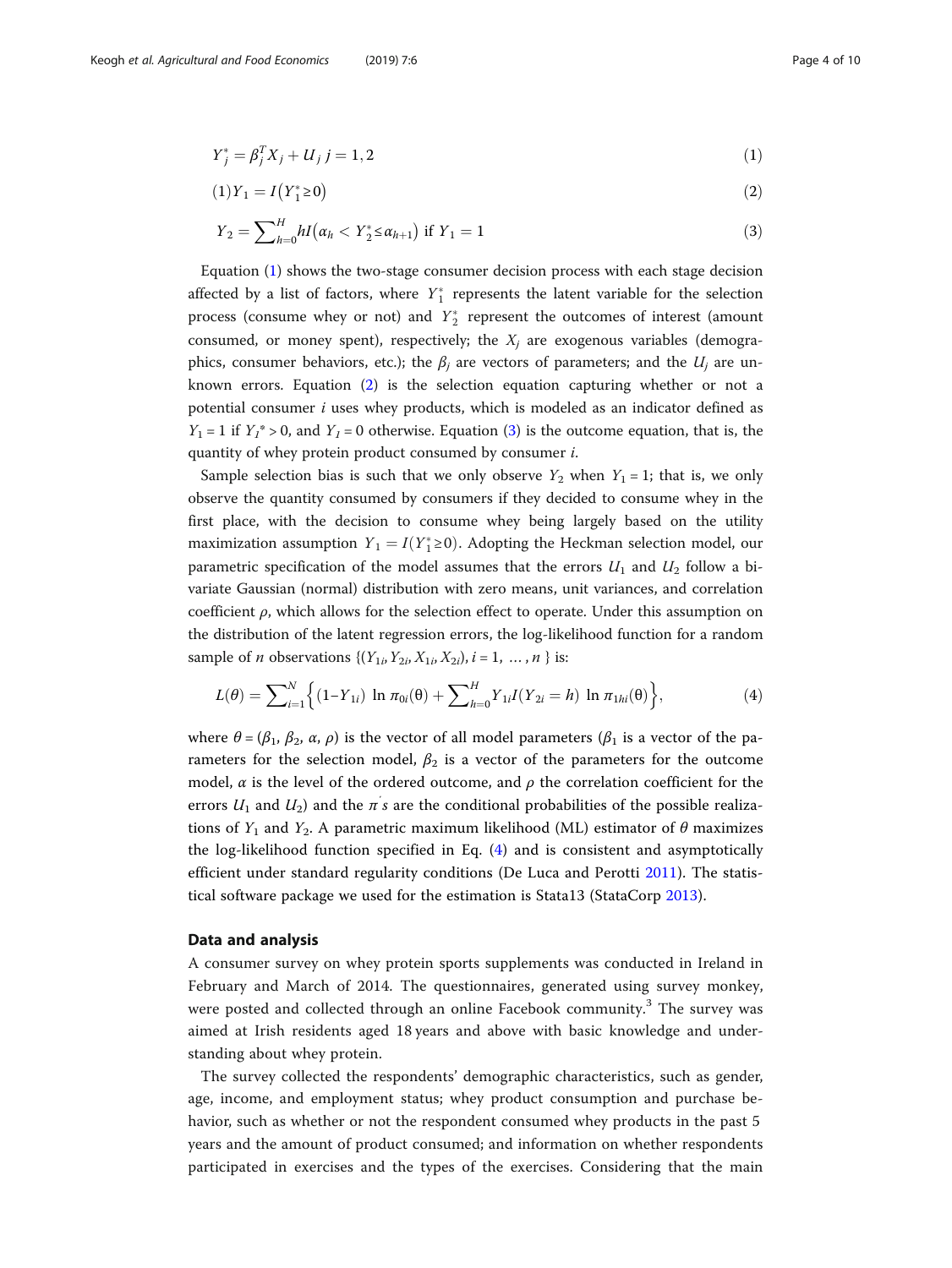$$Y_j^* = \beta_j^T X_j + U_j \; j = 1, 2 \tag{1}$$

$$(1) Y_1 = I\left(Y_1^* \geq 0\right) \tag{2}$$

$$Y_2 = \sum_{h=0}^{H} h I\left(\alpha_h < Y_2^* \leq \alpha_{h+1}\right) \text{ if } Y_1 = 1 \tag{3}$$

Equation (1) shows the two-stage consumer decision process with each stage decision affected by a list of factors, where $Y_1^*$ represents the latent variable for the selection process (consume whey or not) and $Y_2^*$ represent the outcomes of interest (amount consumed, or money spent), respectively; the $X_j$ are exogenous variables (demographics, consumer behaviors, etc.); the $\beta_j$ are vectors of parameters; and the $U_j$ are unknown errors. Equation (2) is the selection equation capturing whether or not a potential consumer $i$ uses whey products, which is modeled as an indicator defined as $Y_1 = 1$ if $Y_1^* > 0$, and $Y_1 = 0$ otherwise. Equation (3) is the outcome equation, that is, the quantity of whey protein product consumed by consumer $i$.

Sample selection bias is such that we only observe $Y_2$ when $Y_1 = 1$; that is, we only observe the quantity consumed by consumers if they decided to consume whey in the first place, with the decision to consume whey being largely based on the utility maximization assumption $Y_1 = I(Y_1^* \geq 0)$. Adopting the Heckman selection model, our parametric specification of the model assumes that the errors $U_1$ and $U_2$ follow a bivariate Gaussian (normal) distribution with zero means, unit variances, and correlation coefficient $\rho$, which allows for the selection effect to operate. Under this assumption on the distribution of the latent regression errors, the log-likelihood function for a random sample of $n$ observations $\{(Y_{1i}, Y_{2i}, X_{1i}, X_{2i}), i = 1, \ldots, n\}$ is:

$$L(\theta) = \sum_{i=1}^{N} \left\{ (1 - Y_{1i}) \ln \pi_{0i}(\theta) + \sum_{h=0}^{H} Y_{1i} I(Y_{2i} = h) \ln \pi_{1hi}(\theta) \right\}, \tag{4}$$

where $\theta = (\beta_1, \beta_2, \alpha, \rho)$ is the vector of all model parameters ($\beta_1$ is a vector of the parameters for the selection model, $\beta_2$ is a vector of the parameters for the outcome model, $\alpha$ is the level of the ordered outcome, and $\rho$ the correlation coefficient for the errors $U_1$ and $U_2$) and the $\pi' s$ are the conditional probabilities of the possible realizations of $Y_1$ and $Y_2$. A parametric maximum likelihood (ML) estimator of $\theta$ maximizes the log-likelihood function specified in Eq. (4) and is consistent and asymptotically efficient under standard regularity conditions (De Luca and Perotti 2011). The statistical software package we used for the estimation is Stata13 (StataCorp 2013).

## Data and analysis

A consumer survey on whey protein sports supplements was conducted in Ireland in February and March of 2014. The questionnaires, generated using survey monkey, were posted and collected through an online Facebook community.[3] The survey was aimed at Irish residents aged 18 years and above with basic knowledge and understanding about whey protein.

The survey collected the respondents' demographic characteristics, such as gender, age, income, and employment status; whey product consumption and purchase behavior, such as whether or not the respondent consumed whey products in the past 5 years and the amount of product consumed; and information on whether respondents participated in exercises and the types of the exercises. Considering that the main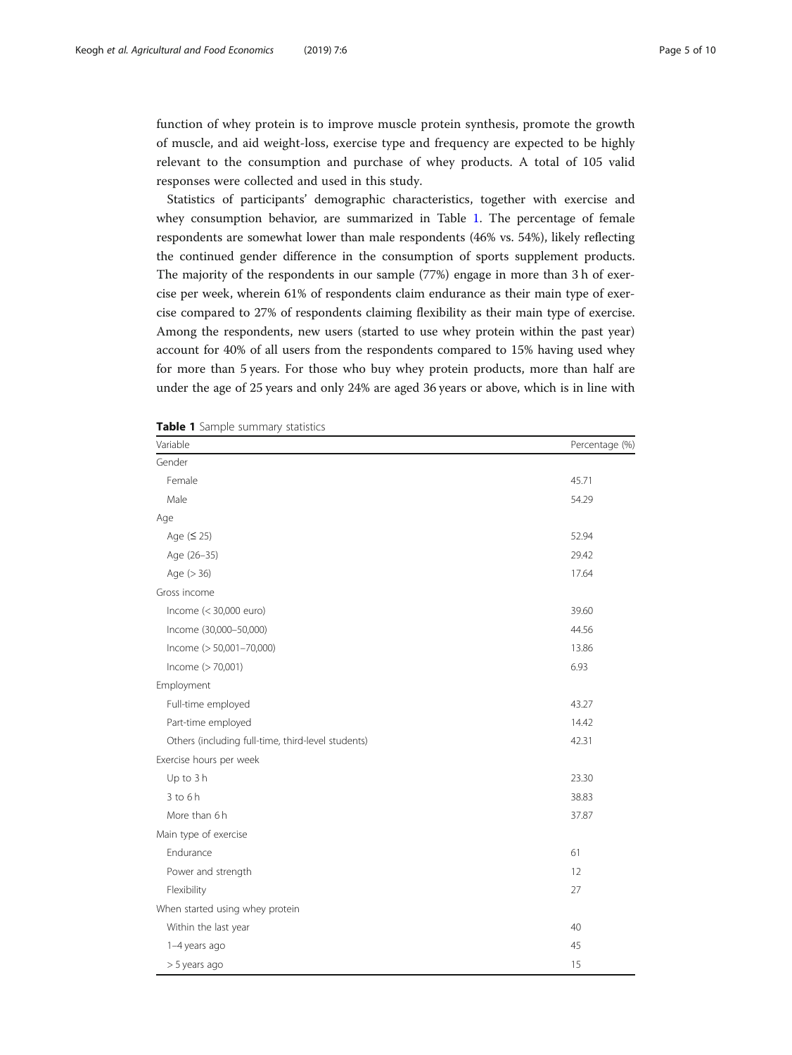function of whey protein is to improve muscle protein synthesis, promote the growth of muscle, and aid weight-loss, exercise type and frequency are expected to be highly relevant to the consumption and purchase of whey products. A total of 105 valid responses were collected and used in this study.

Statistics of participants' demographic characteristics, together with exercise and whey consumption behavior, are summarized in Table 1. The percentage of female respondents are somewhat lower than male respondents (46% vs. 54%), likely reflecting the continued gender difference in the consumption of sports supplement products. The majority of the respondents in our sample (77%) engage in more than 3 h of exercise per week, wherein 61% of respondents claim endurance as their main type of exercise compared to 27% of respondents claiming flexibility as their main type of exercise. Among the respondents, new users (started to use whey protein within the past year) account for 40% of all users from the respondents compared to 15% having used whey for more than 5 years. For those who buy whey protein products, more than half are under the age of 25 years and only 24% are aged 36 years or above, which is in line with

**Table 1** Sample summary statistics

| Variable | Percentage (%) |
|---|---|
| Gender | |
| Female | 45.71 |
| Male | 54.29 |
| Age | |
| Age (≤ 25) | 52.94 |
| Age (26–35) | 29.42 |
| Age (> 36) | 17.64 |
| Gross income | |
| Income (< 30,000 euro) | 39.60 |
| Income (30,000–50,000) | 44.56 |
| Income (> 50,001–70,000) | 13.86 |
| Income (> 70,001) | 6.93 |
| Employment | |
| Full-time employed | 43.27 |
| Part-time employed | 14.42 |
| Others (including full-time, third-level students) | 42.31 |
| Exercise hours per week | |
| Up to 3 h | 23.30 |
| 3 to 6 h | 38.83 |
| More than 6 h | 37.87 |
| Main type of exercise | |
| Endurance | 61 |
| Power and strength | 12 |
| Flexibility | 27 |
| When started using whey protein | |
| Within the last year | 40 |
| 1–4 years ago | 45 |
| > 5 years ago | 15 |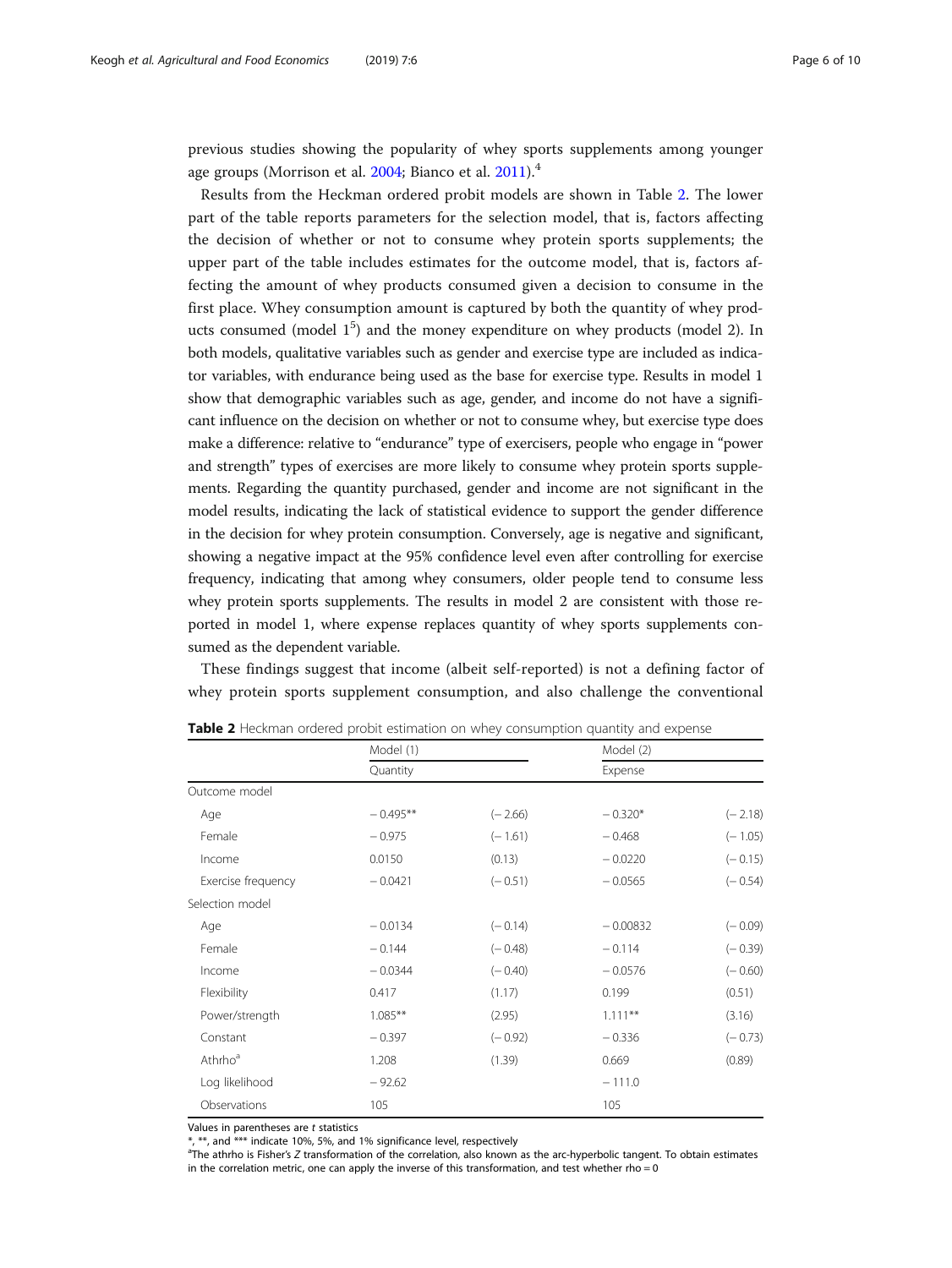previous studies showing the popularity of whey sports supplements among younger age groups (Morrison et al. 2004; Bianco et al. 2011).[4]

Results from the Heckman ordered probit models are shown in Table 2. The lower part of the table reports parameters for the selection model, that is, factors affecting the decision of whether or not to consume whey protein sports supplements; the upper part of the table includes estimates for the outcome model, that is, factors affecting the amount of whey products consumed given a decision to consume in the first place. Whey consumption amount is captured by both the quantity of whey products consumed (model 1[5]) and the money expenditure on whey products (model 2). In both models, qualitative variables such as gender and exercise type are included as indicator variables, with endurance being used as the base for exercise type. Results in model 1 show that demographic variables such as age, gender, and income do not have a significant influence on the decision on whether or not to consume whey, but exercise type does make a difference: relative to "endurance" type of exercisers, people who engage in "power and strength" types of exercises are more likely to consume whey protein sports supplements. Regarding the quantity purchased, gender and income are not significant in the model results, indicating the lack of statistical evidence to support the gender difference in the decision for whey protein consumption. Conversely, age is negative and significant, showing a negative impact at the 95% confidence level even after controlling for exercise frequency, indicating that among whey consumers, older people tend to consume less whey protein sports supplements. The results in model 2 are consistent with those reported in model 1, where expense replaces quantity of whey sports supplements consumed as the dependent variable.

These findings suggest that income (albeit self-reported) is not a defining factor of whey protein sports supplement consumption, and also challenge the conventional

**Table 2** Heckman ordered probit estimation on whey consumption quantity and expense

| | Model (1) | | Model (2) | |
|---|---|---|---|---|
| | Quantity | | Expense | |
| Outcome model | | | | |
| Age | − 0.495** | (− 2.66) | − 0.320* | (− 2.18) |
| Female | − 0.975 | (− 1.61) | − 0.468 | (− 1.05) |
| Income | 0.0150 | (0.13) | − 0.0220 | (− 0.15) |
| Exercise frequency | − 0.0421 | (− 0.51) | − 0.0565 | (− 0.54) |
| Selection model | | | | |
| Age | − 0.0134 | (− 0.14) | − 0.00832 | (− 0.09) |
| Female | − 0.144 | (− 0.48) | − 0.114 | (− 0.39) |
| Income | − 0.0344 | (− 0.40) | − 0.0576 | (− 0.60) |
| Flexibility | 0.417 | (1.17) | 0.199 | (0.51) |
| Power/strength | 1.085** | (2.95) | 1.111** | (3.16) |
| Constant | − 0.397 | (− 0.92) | − 0.336 | (− 0.73) |
| Athrho[a] | 1.208 | (1.39) | 0.669 | (0.89) |
| Log likelihood | − 92.62 | | − 111.0 | |
| Observations | 105 | | 105 | |

Values in parentheses are *t* statistics

*, **, and *** indicate 10%, 5%, and 1% significance level, respectively

[a]The athrho is Fisher's *Z* transformation of the correlation, also known as the arc-hyperbolic tangent. To obtain estimates in the correlation metric, one can apply the inverse of this transformation, and test whether rho = 0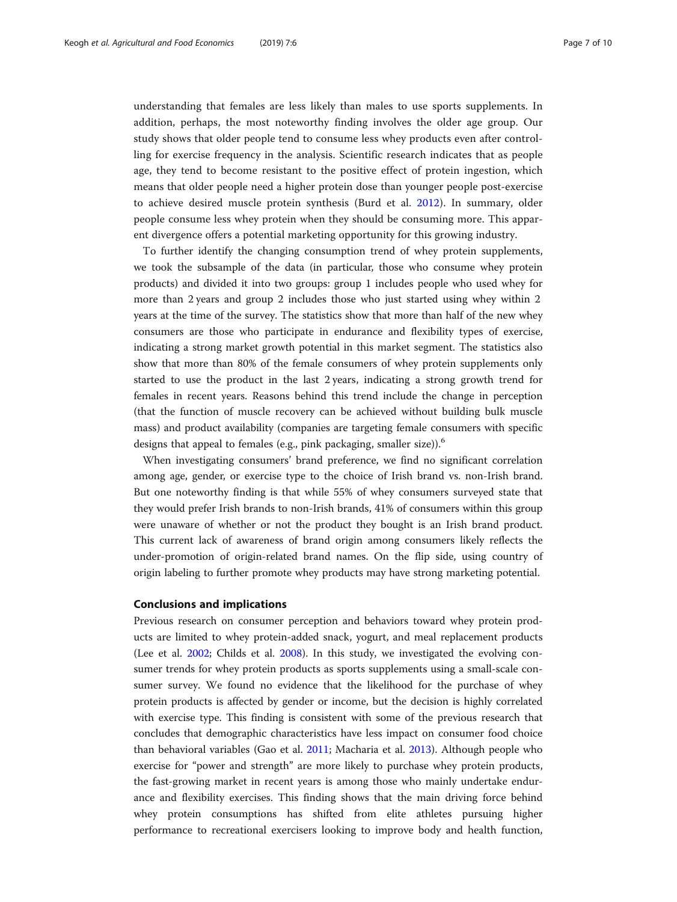understanding that females are less likely than males to use sports supplements. In addition, perhaps, the most noteworthy finding involves the older age group. Our study shows that older people tend to consume less whey products even after controlling for exercise frequency in the analysis. Scientific research indicates that as people age, they tend to become resistant to the positive effect of protein ingestion, which means that older people need a higher protein dose than younger people post-exercise to achieve desired muscle protein synthesis (Burd et al. 2012). In summary, older people consume less whey protein when they should be consuming more. This apparent divergence offers a potential marketing opportunity for this growing industry.

To further identify the changing consumption trend of whey protein supplements, we took the subsample of the data (in particular, those who consume whey protein products) and divided it into two groups: group 1 includes people who used whey for more than 2 years and group 2 includes those who just started using whey within 2 years at the time of the survey. The statistics show that more than half of the new whey consumers are those who participate in endurance and flexibility types of exercise, indicating a strong market growth potential in this market segment. The statistics also show that more than 80% of the female consumers of whey protein supplements only started to use the product in the last 2 years, indicating a strong growth trend for females in recent years. Reasons behind this trend include the change in perception (that the function of muscle recovery can be achieved without building bulk muscle mass) and product availability (companies are targeting female consumers with specific designs that appeal to females (e.g., pink packaging, smaller size)).[6]

When investigating consumers' brand preference, we find no significant correlation among age, gender, or exercise type to the choice of Irish brand vs. non-Irish brand. But one noteworthy finding is that while 55% of whey consumers surveyed state that they would prefer Irish brands to non-Irish brands, 41% of consumers within this group were unaware of whether or not the product they bought is an Irish brand product. This current lack of awareness of brand origin among consumers likely reflects the under-promotion of origin-related brand names. On the flip side, using country of origin labeling to further promote whey products may have strong marketing potential.

## Conclusions and implications

Previous research on consumer perception and behaviors toward whey protein products are limited to whey protein-added snack, yogurt, and meal replacement products (Lee et al. 2002; Childs et al. 2008). In this study, we investigated the evolving consumer trends for whey protein products as sports supplements using a small-scale consumer survey. We found no evidence that the likelihood for the purchase of whey protein products is affected by gender or income, but the decision is highly correlated with exercise type. This finding is consistent with some of the previous research that concludes that demographic characteristics have less impact on consumer food choice than behavioral variables (Gao et al. 2011; Macharia et al. 2013). Although people who exercise for "power and strength" are more likely to purchase whey protein products, the fast-growing market in recent years is among those who mainly undertake endurance and flexibility exercises. This finding shows that the main driving force behind whey protein consumptions has shifted from elite athletes pursuing higher performance to recreational exercisers looking to improve body and health function,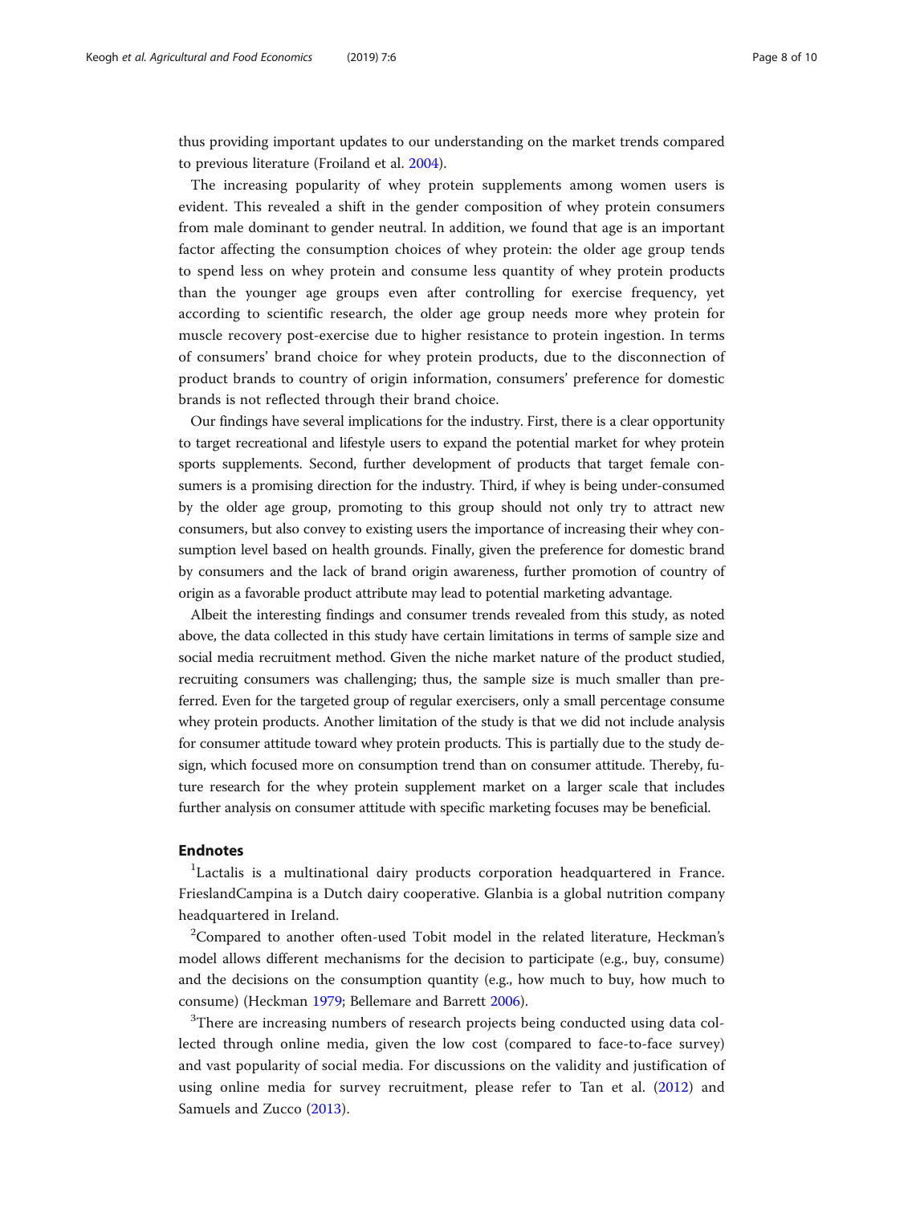thus providing important updates to our understanding on the market trends compared to previous literature (Froiland et al. 2004).

The increasing popularity of whey protein supplements among women users is evident. This revealed a shift in the gender composition of whey protein consumers from male dominant to gender neutral. In addition, we found that age is an important factor affecting the consumption choices of whey protein: the older age group tends to spend less on whey protein and consume less quantity of whey protein products than the younger age groups even after controlling for exercise frequency, yet according to scientific research, the older age group needs more whey protein for muscle recovery post-exercise due to higher resistance to protein ingestion. In terms of consumers' brand choice for whey protein products, due to the disconnection of product brands to country of origin information, consumers' preference for domestic brands is not reflected through their brand choice.

Our findings have several implications for the industry. First, there is a clear opportunity to target recreational and lifestyle users to expand the potential market for whey protein sports supplements. Second, further development of products that target female consumers is a promising direction for the industry. Third, if whey is being under-consumed by the older age group, promoting to this group should not only try to attract new consumers, but also convey to existing users the importance of increasing their whey consumption level based on health grounds. Finally, given the preference for domestic brand by consumers and the lack of brand origin awareness, further promotion of country of origin as a favorable product attribute may lead to potential marketing advantage.

Albeit the interesting findings and consumer trends revealed from this study, as noted above, the data collected in this study have certain limitations in terms of sample size and social media recruitment method. Given the niche market nature of the product studied, recruiting consumers was challenging; thus, the sample size is much smaller than preferred. Even for the targeted group of regular exercisers, only a small percentage consume whey protein products. Another limitation of the study is that we did not include analysis for consumer attitude toward whey protein products. This is partially due to the study design, which focused more on consumption trend than on consumer attitude. Thereby, future research for the whey protein supplement market on a larger scale that includes further analysis on consumer attitude with specific marketing focuses may be beneficial.

## Endnotes

[1]Lactalis is a multinational dairy products corporation headquartered in France. FrieslandCampina is a Dutch dairy cooperative. Glanbia is a global nutrition company headquartered in Ireland.

[2]Compared to another often-used Tobit model in the related literature, Heckman's model allows different mechanisms for the decision to participate (e.g., buy, consume) and the decisions on the consumption quantity (e.g., how much to buy, how much to consume) (Heckman 1979; Bellemare and Barrett 2006).

[3]There are increasing numbers of research projects being conducted using data collected through online media, given the low cost (compared to face-to-face survey) and vast popularity of social media. For discussions on the validity and justification of using online media for survey recruitment, please refer to Tan et al. (2012) and Samuels and Zucco (2013).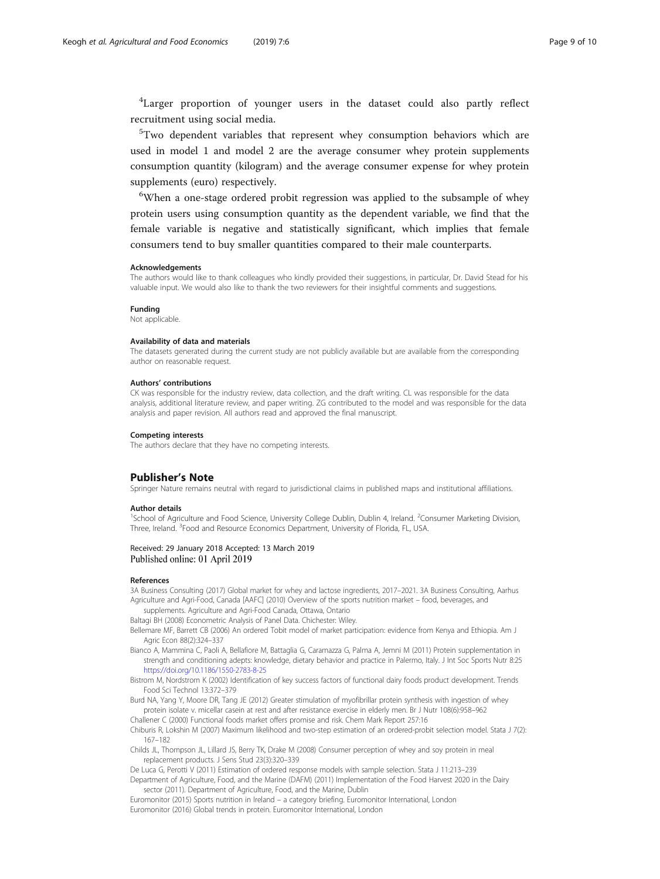[4]Larger proportion of younger users in the dataset could also partly reflect recruitment using social media.

[5]Two dependent variables that represent whey consumption behaviors which are used in model 1 and model 2 are the average consumer whey protein supplements consumption quantity (kilogram) and the average consumer expense for whey protein supplements (euro) respectively.

[6]When a one-stage ordered probit regression was applied to the subsample of whey protein users using consumption quantity as the dependent variable, we find that the female variable is negative and statistically significant, which implies that female consumers tend to buy smaller quantities compared to their male counterparts.

#### Acknowledgements

The authors would like to thank colleagues who kindly provided their suggestions, in particular, Dr. David Stead for his valuable input. We would also like to thank the two reviewers for their insightful comments and suggestions.

#### Funding

Not applicable.

#### Availability of data and materials

The datasets generated during the current study are not publicly available but are available from the corresponding author on reasonable request.

#### Authors' contributions

CK was responsible for the industry review, data collection, and the draft writing. CL was responsible for the data analysis, additional literature review, and paper writing. ZG contributed to the model and was responsible for the data analysis and paper revision. All authors read and approved the final manuscript.

#### Competing interests

The authors declare that they have no competing interests.

## Publisher's Note

Springer Nature remains neutral with regard to jurisdictional claims in published maps and institutional affiliations.

#### Author details

[1]School of Agriculture and Food Science, University College Dublin, Dublin 4, Ireland. [2]Consumer Marketing Division, Three, Ireland. [3]Food and Resource Economics Department, University of Florida, FL, USA.

Received: 29 January 2018 Accepted: 13 March 2019
Published online: 01 April 2019

#### References

3A Business Consulting (2017) Global market for whey and lactose ingredients, 2017–2021. 3A Business Consulting, Aarhus

Agriculture and Agri-Food, Canada [AAFC] (2010) Overview of the sports nutrition market – food, beverages, and supplements. Agriculture and Agri-Food Canada, Ottawa, Ontario

Baltagi BH (2008) Econometric Analysis of Panel Data. Chichester: Wiley.

Bellemare MF, Barrett CB (2006) An ordered Tobit model of market participation: evidence from Kenya and Ethiopia. Am J Agric Econ 88(2):324–337

Bianco A, Mammina C, Paoli A, Bellafiore M, Battaglia G, Caramazza G, Palma A, Jemni M (2011) Protein supplementation in strength and conditioning adepts: knowledge, dietary behavior and practice in Palermo, Italy. J Int Soc Sports Nutr 8:25 https://doi.org/10.1186/1550-2783-8-25

Bistrom M, Nordstrom K (2002) Identification of key success factors of functional dairy foods product development. Trends Food Sci Technol 13:372–379

Burd NA, Yang Y, Moore DR, Tang JE (2012) Greater stimulation of myofibrillar protein synthesis with ingestion of whey protein isolate v. micellar casein at rest and after resistance exercise in elderly men. Br J Nutr 108(6):958–962

Challener C (2000) Functional foods market offers promise and risk. Chem Mark Report 257:16

Chiburis R, Lokshin M (2007) Maximum likelihood and two-step estimation of an ordered-probit selection model. Stata J 7(2): 167–182

Childs JL, Thompson JL, Lillard JS, Berry TK, Drake M (2008) Consumer perception of whey and soy protein in meal replacement products. J Sens Stud 23(3):320–339

De Luca G, Perotti V (2011) Estimation of ordered response models with sample selection. Stata J 11:213–239

Department of Agriculture, Food, and the Marine (DAFM) (2011) Implementation of the Food Harvest 2020 in the Dairy sector (2011). Department of Agriculture, Food, and the Marine, Dublin

Euromonitor (2015) Sports nutrition in Ireland – a category briefing. Euromonitor International, London

Euromonitor (2016) Global trends in protein. Euromonitor International, London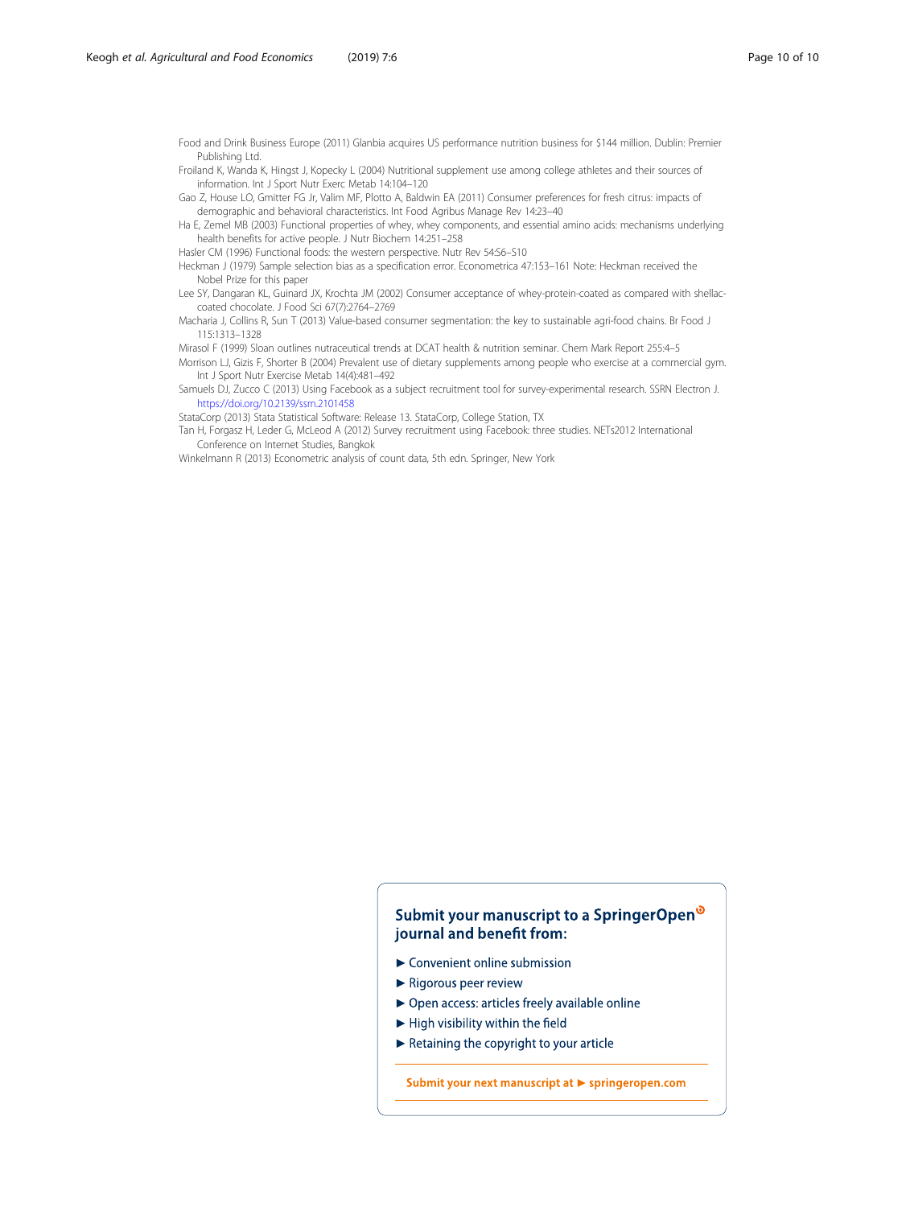Food and Drink Business Europe (2011) Glanbia acquires US performance nutrition business for $144 million. Dublin: Premier Publishing Ltd.

Froiland K, Wanda K, Hingst J, Kopecky L (2004) Nutritional supplement use among college athletes and their sources of information. Int J Sport Nutr Exerc Metab 14:104–120

Gao Z, House LO, Gmitter FG Jr, Valim MF, Plotto A, Baldwin EA (2011) Consumer preferences for fresh citrus: impacts of demographic and behavioral characteristics. Int Food Agribus Manage Rev 14:23–40

Ha E, Zemel MB (2003) Functional properties of whey, whey components, and essential amino acids: mechanisms underlying health benefits for active people. J Nutr Biochem 14:251–258

Hasler CM (1996) Functional foods: the western perspective. Nutr Rev 54:S6–S10

Heckman J (1979) Sample selection bias as a specification error. Econometrica 47:153–161 Note: Heckman received the Nobel Prize for this paper

Lee SY, Dangaran KL, Guinard JX, Krochta JM (2002) Consumer acceptance of whey-protein-coated as compared with shellac-coated chocolate. J Food Sci 67(7):2764–2769

Macharia J, Collins R, Sun T (2013) Value-based consumer segmentation: the key to sustainable agri-food chains. Br Food J 115:1313–1328

Mirasol F (1999) Sloan outlines nutraceutical trends at DCAT health & nutrition seminar. Chem Mark Report 255:4–5

Morrison LJ, Gizis F, Shorter B (2004) Prevalent use of dietary supplements among people who exercise at a commercial gym. Int J Sport Nutr Exercise Metab 14(4):481–492

Samuels DJ, Zucco C (2013) Using Facebook as a subject recruitment tool for survey-experimental research. SSRN Electron J. https://doi.org/10.2139/ssrn.2101458

StataCorp (2013) Stata Statistical Software: Release 13. StataCorp, College Station, TX

Tan H, Forgasz H, Leder G, McLeod A (2012) Survey recruitment using Facebook: three studies. NETs2012 International Conference on Internet Studies, Bangkok

Winkelmann R (2013) Econometric analysis of count data, 5th edn. Springer, New York

**Submit your manuscript to a SpringerOpen journal and benefit from:**

- ► Convenient online submission
- ► Rigorous peer review
- ► Open access: articles freely available online
- ► High visibility within the field
- ► Retaining the copyright to your article

**Submit your next manuscript at ► springeropen.com**